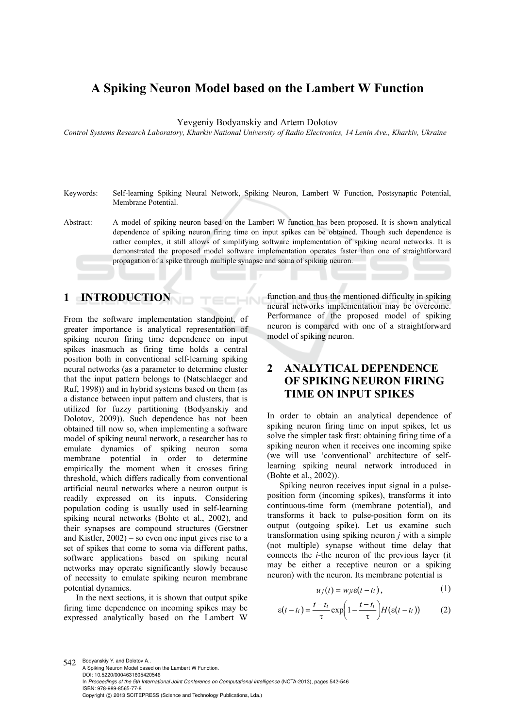# A Spiking Neuron Model based on the Lambert W Function

Yevgeniy Bodyanskiy and Artem Dolotov

*Control Systems Research Laboratory, Kharkiv National University of Radio Electronics, 14 Lenin Ave., Kharkiv, Ukraine*

Keywords: Self-learning Spiking Neural Network, Spiking Neuron, Lambert W Function, Postsynaptic Potential, Membrane Potential.

Abstract: A model of spiking neuron based on the Lambert W function has been proposed. It is shown analytical dependence of spiking neuron firing time on input spikes can be obtained. Though such dependence is rather complex, it still allows of simplifying software implementation of spiking neural networks. It is demonstrated the proposed model software implementation operates faster than one of straightforward propagation of a spike through multiple synapse and soma of spiking neuron.

## 1 INTRODUCTION

From the software implementation standpoint, of greater importance is analytical representation of spiking neuron firing time dependence on input spikes inasmuch as firing time holds a central position both in conventional self-learning spiking neural networks (as a parameter to determine cluster that the input pattern belongs to (Natschlaeger and Ruf, 1998)) and in hybrid systems based on them (as a distance between input pattern and clusters, that is utilized for fuzzy partitioning (Bodyanskiy and Dolotov, 2009)). Such dependence has not been obtained till now so, when implementing a software model of spiking neural network, a researcher has to emulate dynamics of spiking neuron soma membrane potential in order to determine empirically the moment when it crosses firing threshold, which differs radically from conventional artificial neural networks where a neuron output is readily expressed on its inputs. Considering population coding is usually used in self-learning spiking neural networks (Bohte et al., 2002), and their synapses are compound structures (Gerstner and Kistler, 2002) – so even one input gives rise to a set of spikes that come to soma via different paths, software applications based on spiking neural networks may operate significantly slowly because of necessity to emulate spiking neuron membrane potential dynamics.

In the next sections, it is shown that output spike firing time dependence on incoming spikes may be expressed analytically based on the Lambert W function and thus the mentioned difficulty in spiking neural networks implementation may be overcome. Performance of the proposed model of spiking neuron is compared with one of a straightforward model of spiking neuron.

## 2 ANALYTICAL DEPENDENCE OF SPIKING NEURON FIRING TIME ON INPUT SPIKES

In order to obtain an analytical dependence of spiking neuron firing time on input spikes, let us solve the simpler task first: obtaining firing time of a spiking neuron when it receives one incoming spike (we will use 'conventional' architecture of self-learning spiking neural network introduced in (Bohte et al., 2002)).

Spiking neuron receives input signal in a pulse-position form (incoming spikes), transforms it into continuous-time form (membrane potential), and transforms it back to pulse-position form on its output (outgoing spike). Let us examine such transformation using spiking neuron $j$ with a simple (not multiple) synapse without time delay that connects the $i$-the neuron of the previous layer (it may be either a receptive neuron or a spiking neuron) with the neuron. Its membrane potential is

$$u_j(t) = w_{ji}\varepsilon(t - t_i), \tag{1}$$

$$\varepsilon(t - t_i) = \frac{t - t_i}{\tau}\exp\left(1 - \frac{t - t_i}{\tau}\right)H(\varepsilon(t - t_i)) \tag{2}$$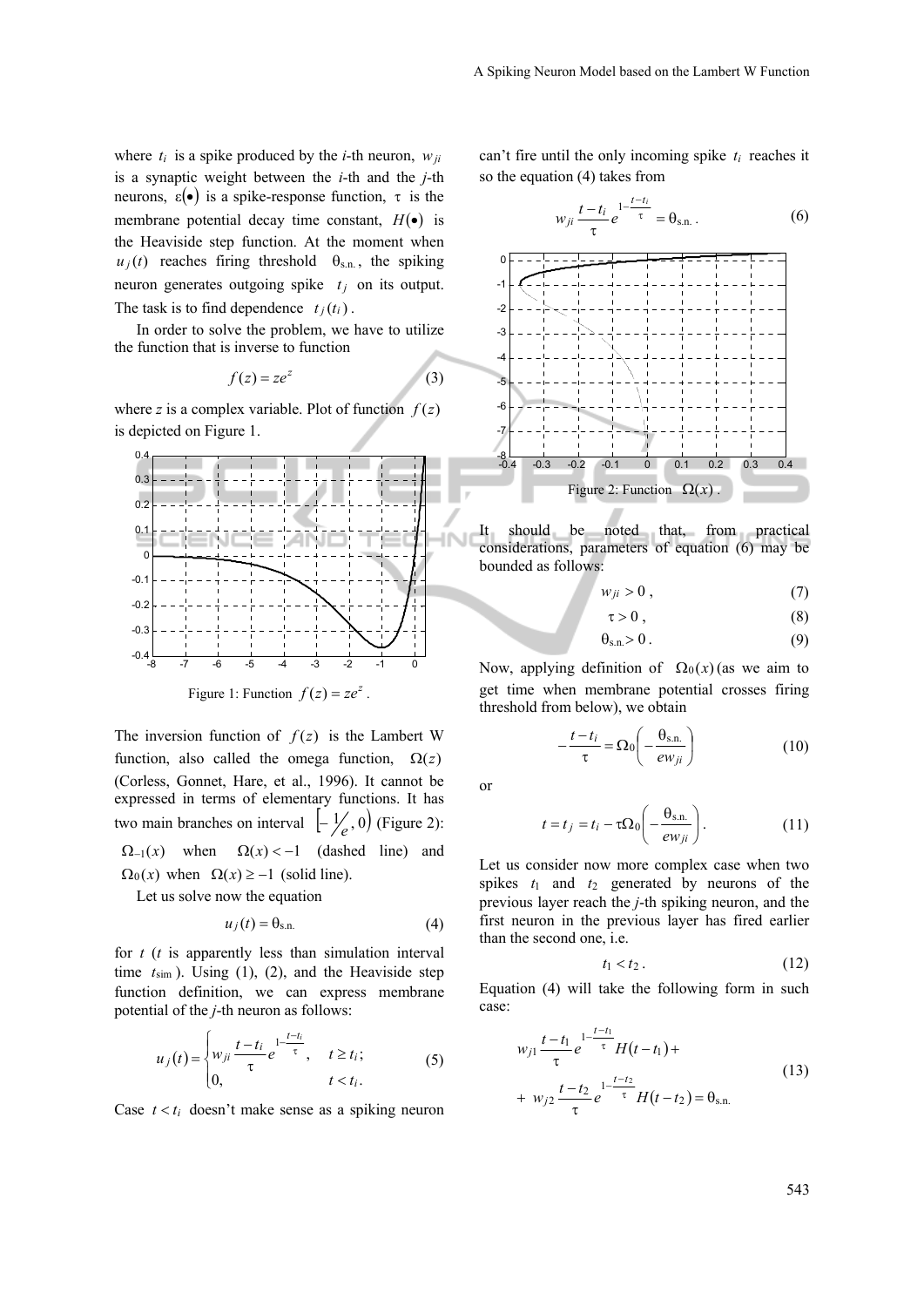where $t_i$ is a spike produced by the $i$-th neuron, $w_{ji}$ is a synaptic weight between the $i$-th and the $j$-th neurons, $\varepsilon(\bullet)$ is a spike-response function, $\tau$ is the membrane potential decay time constant, $H(\bullet)$ is the Heaviside step function. At the moment when $u_j(t)$ reaches firing threshold $\theta_{\text{s.n.}}$, the spiking neuron generates outgoing spike $t_j$ on its output. The task is to find dependence $t_j(t_i)$.

In order to solve the problem, we have to utilize the function that is inverse to function

$$f(z) = ze^z \tag{3}$$

where $z$ is a complex variable. Plot of function $f(z)$ is depicted on Figure 1.

Figure 1: Function $f(z) = ze^z$.

The inversion function of $f(z)$ is the Lambert W function, also called the omega function, $\Omega(z)$ (Corless, Gonnet, Hare, et al., 1996). It cannot be expressed in terms of elementary functions. It has two main branches on interval $\left[-\frac{1}{e}, 0\right)$ (Figure 2): $\Omega_{-1}(x)$ when $\Omega(x) < -1$ (dashed line) and $\Omega_0(x)$ when $\Omega(x) \geq -1$ (solid line).

Let us solve now the equation

$$u_j(t) = \theta_{\text{s.n.}} \tag{4}$$

for $t$ ($t$ is apparently less than simulation interval time $t_{\text{sim}}$). Using (1), (2), and the Heaviside step function definition, we can express membrane potential of the $j$-th neuron as follows:

$$u_j(t) = \begin{cases} w_{ji} \dfrac{t - t_i}{\tau} e^{1 - \frac{t - t_i}{\tau}}, & t \geq t_i; \\ 0, & t < t_i. \end{cases} \tag{5}$$

Case $t < t_i$ doesn't make sense as a spiking neuron can't fire until the only incoming spike $t_i$ reaches it so the equation (4) takes from

$$w_{ji} \frac{t - t_i}{\tau} e^{1 - \frac{t - t_i}{\tau}} = \theta_{\text{s.n.}}. \tag{6}$$

Figure 2: Function $\Omega(x)$.

It should be noted that, from practical considerations, parameters of equation (6) may be bounded as follows:

$$w_{ji} > 0, \tag{7}$$

$$\tau > 0, \tag{8}$$

$$\theta_{\text{s.n.}} > 0. \tag{9}$$

Now, applying definition of $\Omega_0(x)$ (as we aim to get time when membrane potential crosses firing threshold from below), we obtain

$$-\frac{t - t_i}{\tau} = \Omega_0\left(-\frac{\theta_{\text{s.n.}}}{e w_{ji}}\right) \tag{10}$$

or

$$t = t_j = t_i - \tau \Omega_0\left(-\frac{\theta_{\text{s.n.}}}{e w_{ji}}\right). \tag{11}$$

Let us consider now more complex case when two spikes $t_1$ and $t_2$ generated by neurons of the previous layer reach the $j$-th spiking neuron, and the first neuron in the previous layer has fired earlier than the second one, i.e.

$$t_1 < t_2. \tag{12}$$

Equation (4) will take the following form in such case:

$$w_{j1} \frac{t - t_1}{\tau} e^{1 - \frac{t - t_1}{\tau}} H(t - t_1) + \\ + w_{j2} \frac{t - t_2}{\tau} e^{1 - \frac{t - t_2}{\tau}} H(t - t_2) = \theta_{\text{s.n.}} \tag{13}$$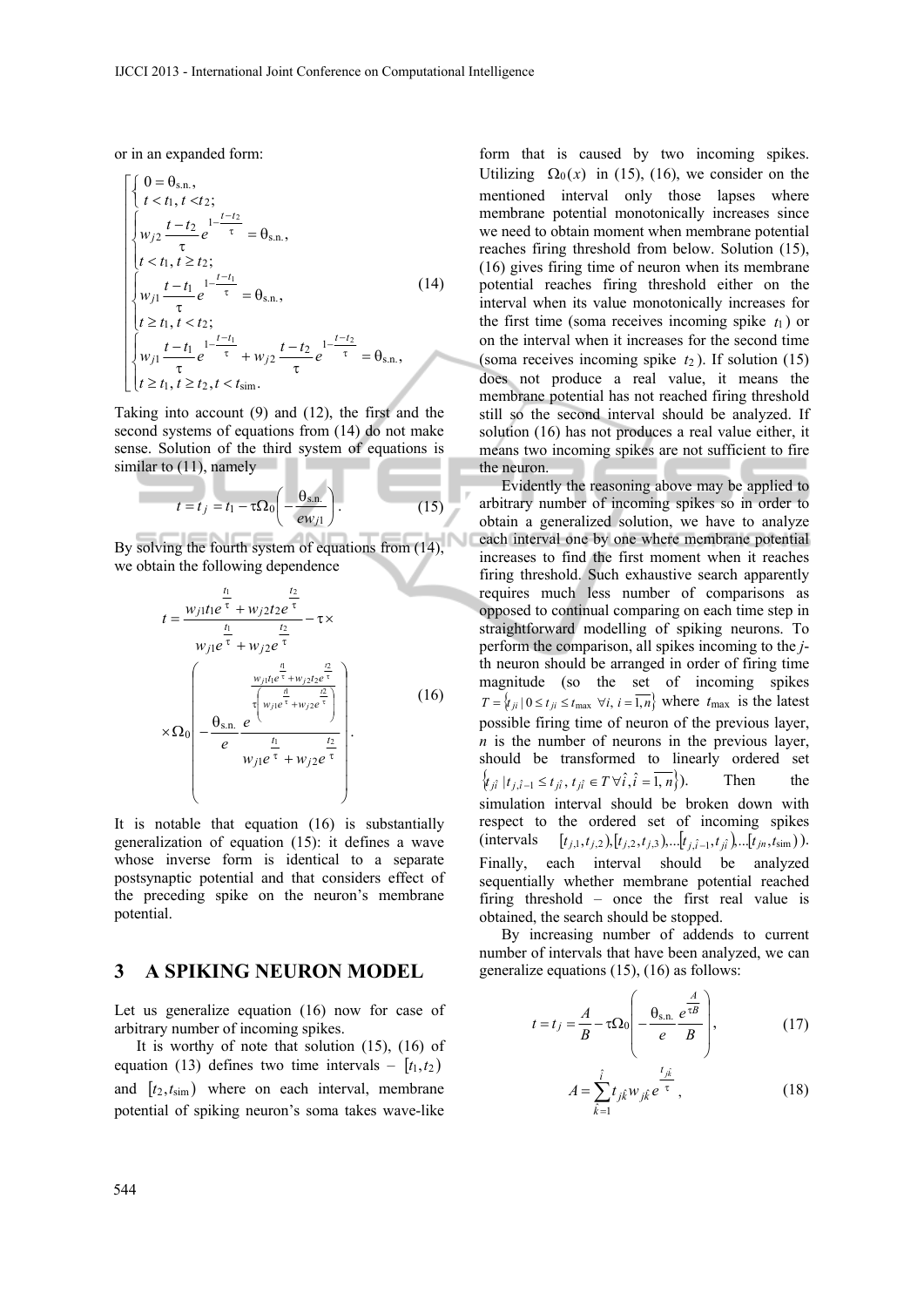or in an expanded form:

$$
\left[
\begin{array}{l}
\begin{cases} 0 = \theta_{\text{s.n.}}, \\ t < t_1, t < t_2; \end{cases} \\
\begin{cases} w_{j2}\dfrac{t-t_2}{\tau}e^{1-\frac{t-t_2}{\tau}} = \theta_{\text{s.n.}}, \\ t < t_1, t \geq t_2; \end{cases} \\
\begin{cases} w_{j1}\dfrac{t-t_1}{\tau}e^{1-\frac{t-t_1}{\tau}} = \theta_{\text{s.n.}}, \\ t \geq t_1, t < t_2; \end{cases} \\
\begin{cases} w_{j1}\dfrac{t-t_1}{\tau}e^{1-\frac{t-t_1}{\tau}} + w_{j2}\dfrac{t-t_2}{\tau}e^{1-\frac{t-t_2}{\tau}} = \theta_{\text{s.n.}}, \\ t \geq t_1, t \geq t_2, t < t_{\text{sim}}. \end{cases}
\end{array}
\right.
\tag{14}
$$

Taking into account (9) and (12), the first and the second systems of equations from (14) do not make sense. Solution of the third system of equations is similar to (11), namely

$$
t = t_j = t_1 - \tau\Omega_0\left(-\frac{\theta_{\text{s.n.}}}{ew_{j1}}\right). \tag{15}
$$

By solving the fourth system of equations from (14), we obtain the following dependence

$$
t = \frac{w_{j1}t_1e^{\frac{t_1}{\tau}} + w_{j2}t_2e^{\frac{t_2}{\tau}}}{w_{j1}e^{\frac{t_1}{\tau}} + w_{j2}e^{\frac{t_2}{\tau}}} - \tau \times \Omega_0\left(-\frac{\theta_{\text{s.n.}}}{e}\frac{e^{\frac{w_{j1}t_1e^{\frac{t_1}{\tau}} + w_{j2}t_2e^{\frac{t_2}{\tau}}}{\tau\left(w_{j1}e^{\frac{t_1}{\tau}} + w_{j2}e^{\frac{t_2}{\tau}}\right)}}}{w_{j1}e^{\frac{t_1}{\tau}} + w_{j2}e^{\frac{t_2}{\tau}}}\right). \tag{16}
$$

It is notable that equation (16) is substantially generalization of equation (15): it defines a wave whose inverse form is identical to a separate postsynaptic potential and that considers effect of the preceding spike on the neuron's membrane potential.

## 3 A SPIKING NEURON MODEL

Let us generalize equation (16) now for case of arbitrary number of incoming spikes.

It is worthy of note that solution (15), (16) of equation (13) defines two time intervals – $[t_1, t_2)$ and $[t_2, t_{\text{sim}})$ where on each interval, membrane potential of spiking neuron's soma takes wave-like form that is caused by two incoming spikes. Utilizing $\Omega_0(x)$ in (15), (16), we consider on the mentioned interval only those lapses where membrane potential monotonically increases since we need to obtain moment when membrane potential reaches firing threshold from below. Solution (15), (16) gives firing time of neuron when its membrane potential reaches firing threshold either on the interval when its value monotonically increases for the first time (soma receives incoming spike $t_1$) or on the interval when it increases for the second time (soma receives incoming spike $t_2$). If solution (15) does not produce a real value, it means the membrane potential has not reached firing threshold still so the second interval should be analyzed. If solution (16) has not produces a real value either, it means two incoming spikes are not sufficient to fire the neuron.

Evidently the reasoning above may be applied to arbitrary number of incoming spikes so in order to obtain a generalized solution, we have to analyze each interval one by one where membrane potential increases to find the first moment when it reaches firing threshold. Such exhaustive search apparently requires much less number of comparisons as opposed to continual comparing on each time step in straightforward modelling of spiking neurons. To perform the comparison, all spikes incoming to the *j*-th neuron should be arranged in order of firing time magnitude (so the set of incoming spikes $T = \{t_{ji} \mid 0 \leq t_{ji} \leq t_{\max}\ \forall i, i = \overline{1,n}\}$ where $t_{\max}$ is the latest possible firing time of neuron of the previous layer, $n$ is the number of neurons in the previous layer, should be transformed to linearly ordered set $\{t_{j\hat{i}} \mid t_{j,\hat{i}-1} \leq t_{j\hat{i}}, t_{j\hat{i}} \in T\, \forall \hat{i}, \hat{i} = \overline{1,n}\}$). Then the simulation interval should be broken down with respect to the ordered set of incoming spikes (intervals $[t_{j,1}, t_{j,2}), [t_{j,2}, t_{j,3}), \ldots [t_{j,\hat{i}-1}, t_{j\hat{i}}), \ldots [t_{jn}, t_{\text{sim}})$). Finally, each interval should be analyzed sequentially whether membrane potential reached firing threshold – once the first real value is obtained, the search should be stopped.

By increasing number of addends to current number of intervals that have been analyzed, we can generalize equations (15), (16) as follows:

$$
t = t_j = \frac{A}{B} - \tau\Omega_0\left(-\frac{\theta_{\text{s.n.}}}{e}\frac{e^{\frac{A}{\tau B}}}{B}\right), \tag{17}
$$

$$
A = \sum_{\hat{k}=1}^{\hat{i}} t_{j\hat{k}} w_{j\hat{k}} e^{\frac{t_{j\hat{k}}}{\tau}}, \tag{18}
$$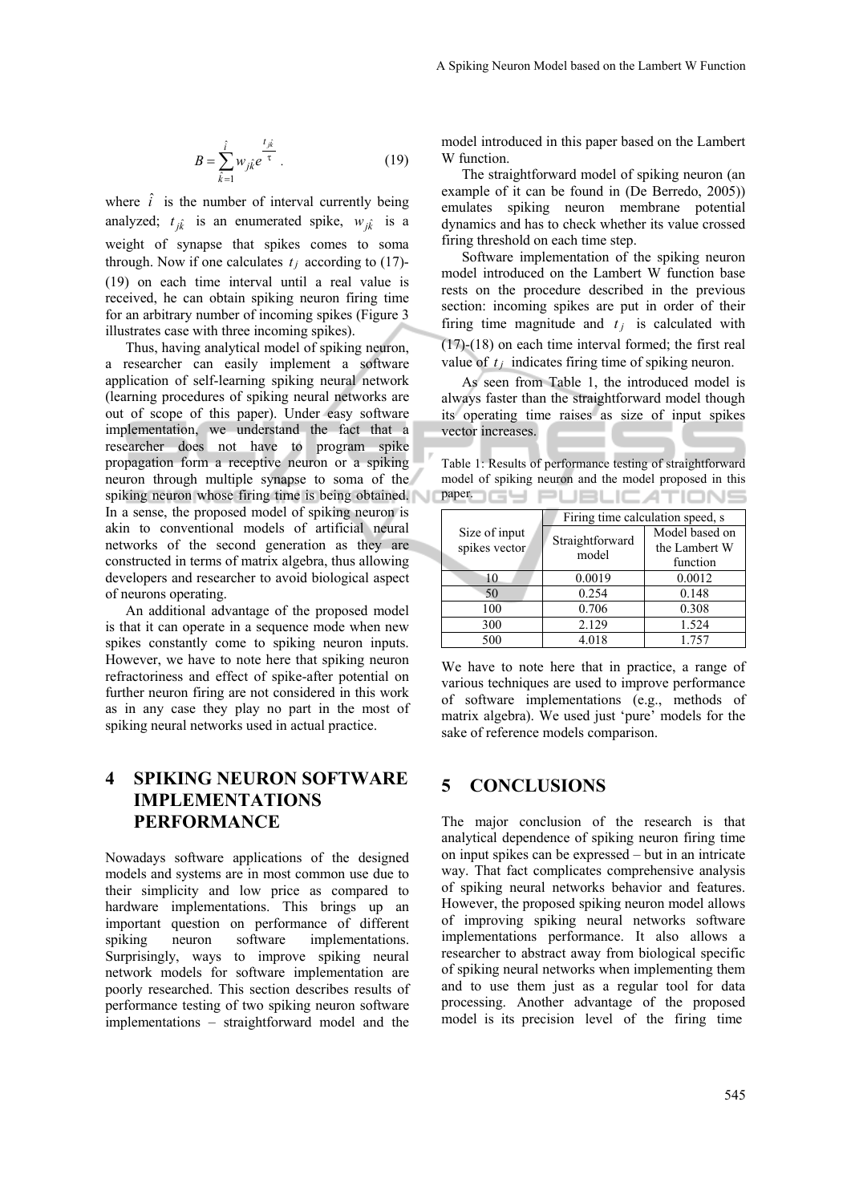$$B = \sum_{\hat{k}=1}^{\hat{i}} w_{j\hat{k}} e^{\frac{t_{j\hat{k}}}{\tau}} . \tag{19}$$

where $\hat{i}$ is the number of interval currently being analyzed; $t_{j\hat{k}}$ is an enumerated spike, $w_{j\hat{k}}$ is a weight of synapse that spikes comes to soma through. Now if one calculates $t_j$ according to (17)-(19) on each time interval until a real value is received, he can obtain spiking neuron firing time for an arbitrary number of incoming spikes (Figure 3 illustrates case with three incoming spikes).

Thus, having analytical model of spiking neuron, a researcher can easily implement a software application of self-learning spiking neural network (learning procedures of spiking neural networks are out of scope of this paper). Under easy software implementation, we understand the fact that a researcher does not have to program spike propagation form a receptive neuron or a spiking neuron through multiple synapse to soma of the spiking neuron whose firing time is being obtained. In a sense, the proposed model of spiking neuron is akin to conventional models of artificial neural networks of the second generation as they are constructed in terms of matrix algebra, thus allowing developers and researcher to avoid biological aspect of neurons operating.

An additional advantage of the proposed model is that it can operate in a sequence mode when new spikes constantly come to spiking neuron inputs. However, we have to note here that spiking neuron refractoriness and effect of spike-after potential on further neuron firing are not considered in this work as in any case they play no part in the most of spiking neural networks used in actual practice.

# 4 SPIKING NEURON SOFTWARE IMPLEMENTATIONS PERFORMANCE

Nowadays software applications of the designed models and systems are in most common use due to their simplicity and low price as compared to hardware implementations. This brings up an important question on performance of different spiking neuron software implementations. Surprisingly, ways to improve spiking neural network models for software implementation are poorly researched. This section describes results of performance testing of two spiking neuron software implementations – straightforward model and the model introduced in this paper based on the Lambert W function.

The straightforward model of spiking neuron (an example of it can be found in (De Berredo, 2005)) emulates spiking neuron membrane potential dynamics and has to check whether its value crossed firing threshold on each time step.

Software implementation of the spiking neuron model introduced on the Lambert W function base rests on the procedure described in the previous section: incoming spikes are put in order of their firing time magnitude and $t_j$ is calculated with (17)-(18) on each time interval formed; the first real value of $t_j$ indicates firing time of spiking neuron.

As seen from Table 1, the introduced model is always faster than the straightforward model though its operating time raises as size of input spikes vector increases.

Table 1: Results of performance testing of straightforward model of spiking neuron and the model proposed in this paper.

| Size of input spikes vector | Firing time calculation speed, s | |
|---|---|---|
| | Straightforward model | Model based on the Lambert W function |
| 10 | 0.0019 | 0.0012 |
| 50 | 0.254 | 0.148 |
| 100 | 0.706 | 0.308 |
| 300 | 2.129 | 1.524 |
| 500 | 4.018 | 1.757 |

We have to note here that in practice, a range of various techniques are used to improve performance of software implementations (e.g., methods of matrix algebra). We used just 'pure' models for the sake of reference models comparison.

# 5 CONCLUSIONS

The major conclusion of the research is that analytical dependence of spiking neuron firing time on input spikes can be expressed – but in an intricate way. That fact complicates comprehensive analysis of spiking neural networks behavior and features. However, the proposed spiking neuron model allows of improving spiking neural networks software implementations performance. It also allows a researcher to abstract away from biological specific of spiking neural networks when implementing them and to use them just as a regular tool for data processing. Another advantage of the proposed model is its precision level of the firing time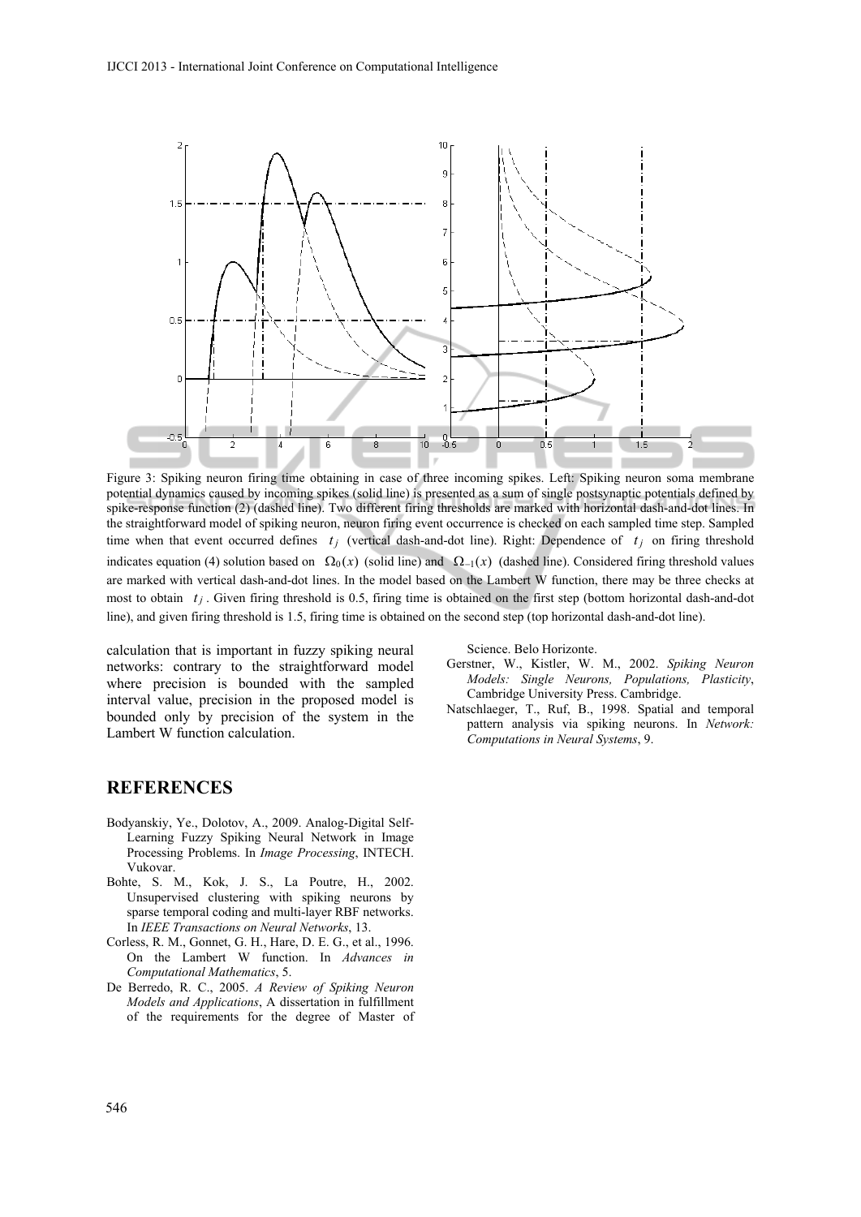2
1.5
1
0.5
0
-0.5
0 2 4 6 8 10

10
9
8
7
6
5
4
3
2
1
0
-0.5 0 0.5 1 1.5 2

Figure 3: Spiking neuron firing time obtaining in case of three incoming spikes. Left: Spiking neuron soma membrane potential dynamics caused by incoming spikes (solid line) is presented as a sum of single postsynaptic potentials defined by spike-response function (2) (dashed line). Two different firing thresholds are marked with horizontal dash-and-dot lines. In the straightforward model of spiking neuron, neuron firing event occurrence is checked on each sampled time step. Sampled time when that event occurred defines $t_j$ (vertical dash-and-dot line). Right: Dependence of $t_j$ on firing threshold indicates equation (4) solution based on $\Omega_0(x)$ (solid line) and $\Omega_{-1}(x)$ (dashed line). Considered firing threshold values are marked with vertical dash-and-dot lines. In the model based on the Lambert W function, there may be three checks at most to obtain $t_j$. Given firing threshold is 0.5, firing time is obtained on the first step (bottom horizontal dash-and-dot line), and given firing threshold is 1.5, firing time is obtained on the second step (top horizontal dash-and-dot line).

calculation that is important in fuzzy spiking neural networks: contrary to the straightforward model where precision is bounded with the sampled interval value, precision in the proposed model is bounded only by precision of the system in the Lambert W function calculation.

## REFERENCES

Bodyanskiy, Ye., Dolotov, A., 2009. Analog-Digital Self-Learning Fuzzy Spiking Neural Network in Image Processing Problems. In *Image Processing*, INTECH. Vukovar.

Bohte, S. M., Kok, J. S., La Poutre, H., 2002. Unsupervised clustering with spiking neurons by sparse temporal coding and multi-layer RBF networks. In *IEEE Transactions on Neural Networks*, 13.

Corless, R. M., Gonnet, G. H., Hare, D. E. G., et al., 1996. On the Lambert W function. In *Advances in Computational Mathematics*, 5.

De Berredo, R. C., 2005. *A Review of Spiking Neuron Models and Applications*, A dissertation in fulfillment of the requirements for the degree of Master of Science. Belo Horizonte.

Gerstner, W., Kistler, W. M., 2002. *Spiking Neuron Models: Single Neurons, Populations, Plasticity*, Cambridge University Press. Cambridge.

Natschlaeger, T., Ruf, B., 1998. Spatial and temporal pattern analysis via spiking neurons. In *Network: Computations in Neural Systems*, 9.